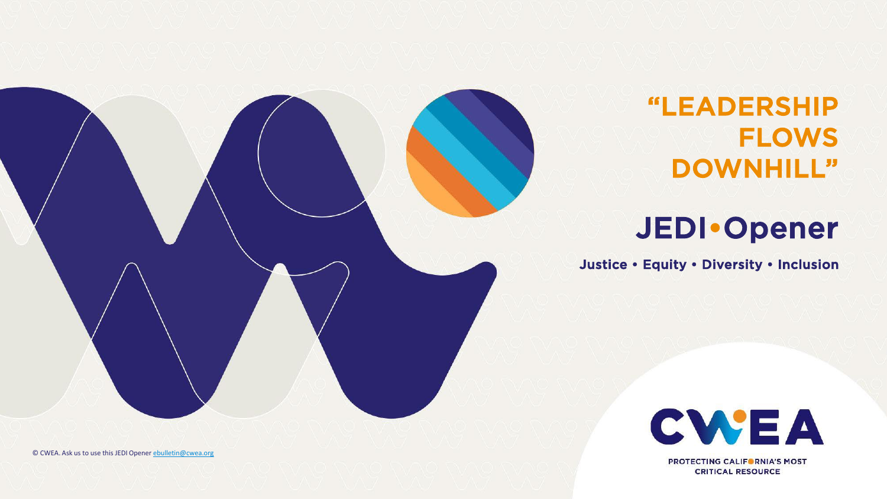# "LEADERSHIP FLOWS DOWNHILL"

## JEDI • Opener

**Justice • Equity • Diversity • Inclusion**

CWEA

PROTECTING CALIFORNIA'S MOST CRITICAL RESOURCE

© CWEA. Ask us to use this JEDI Opener ebulletin@cwea.org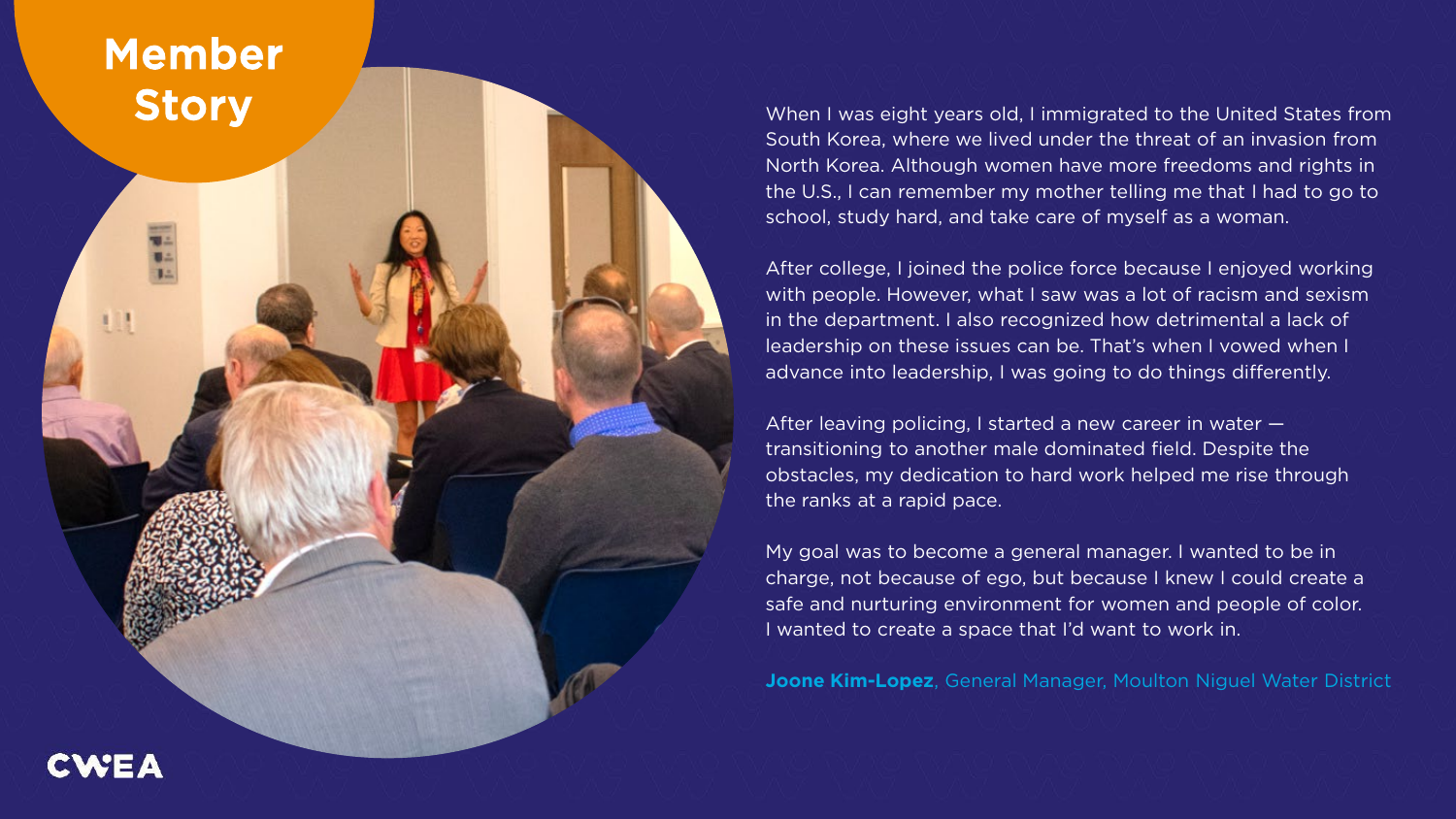# Member Story

When I was eight years old, I immigrated to the United States from South Korea, where we lived under the threat of an invasion from North Korea. Although women have more freedoms and rights in the U.S., I can remember my mother telling me that I had to go to school, study hard, and take care of myself as a woman.

After college, I joined the police force because I enjoyed working with people. However, what I saw was a lot of racism and sexism in the department. I also recognized how detrimental a lack of leadership on these issues can be. That's when I vowed when I advance into leadership, I was going to do things differently.

After leaving policing, I started a new career in water — transitioning to another male dominated field. Despite the obstacles, my dedication to hard work helped me rise through the ranks at a rapid pace.

My goal was to become a general manager. I wanted to be in charge, not because of ego, but because I knew I could create a safe and nurturing environment for women and people of color. I wanted to create a space that I'd want to work in.

**Joone Kim-Lopez**, General Manager, Moulton Niguel Water District

CWEA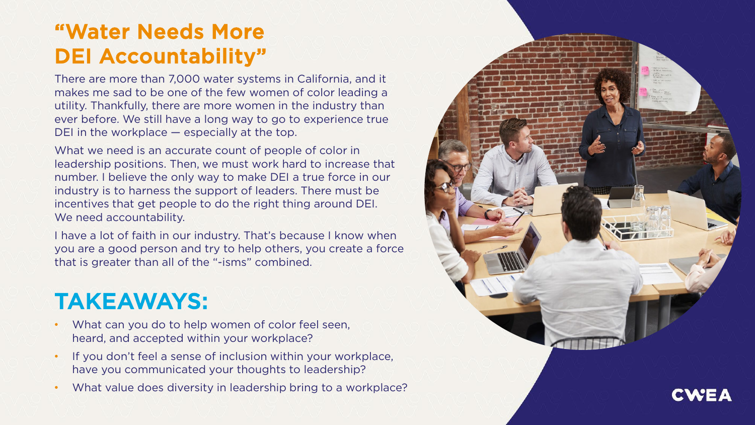# "Water Needs More DEI Accountability"

There are more than 7,000 water systems in California, and it makes me sad to be one of the few women of color leading a utility. Thankfully, there are more women in the industry than ever before. We still have a long way to go to experience true DEI in the workplace — especially at the top.

What we need is an accurate count of people of color in leadership positions. Then, we must work hard to increase that number. I believe the only way to make DEI a true force in our industry is to harness the support of leaders. There must be incentives that get people to do the right thing around DEI. We need accountability.

I have a lot of faith in our industry. That's because I know when you are a good person and try to help others, you create a force that is greater than all of the "-isms" combined.

## TAKEAWAYS:

- What can you do to help women of color feel seen, heard, and accepted within your workplace?
- If you don't feel a sense of inclusion within your workplace, have you communicated your thoughts to leadership?
- What value does diversity in leadership bring to a workplace?

CWEA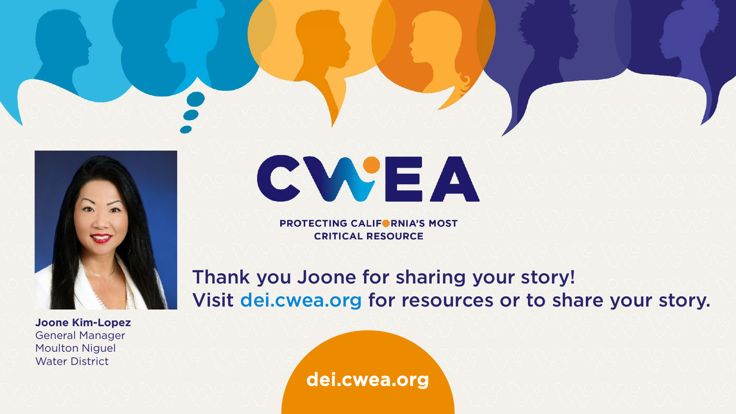**Joone Kim-Lopez**
General Manager
Moulton Niguel
Water District

CWEA

PROTECTING CALIFORNIA'S MOST CRITICAL RESOURCE

Thank you Joone for sharing your story!
Visit dei.cwea.org for resources or to share your story.

dei.cwea.org